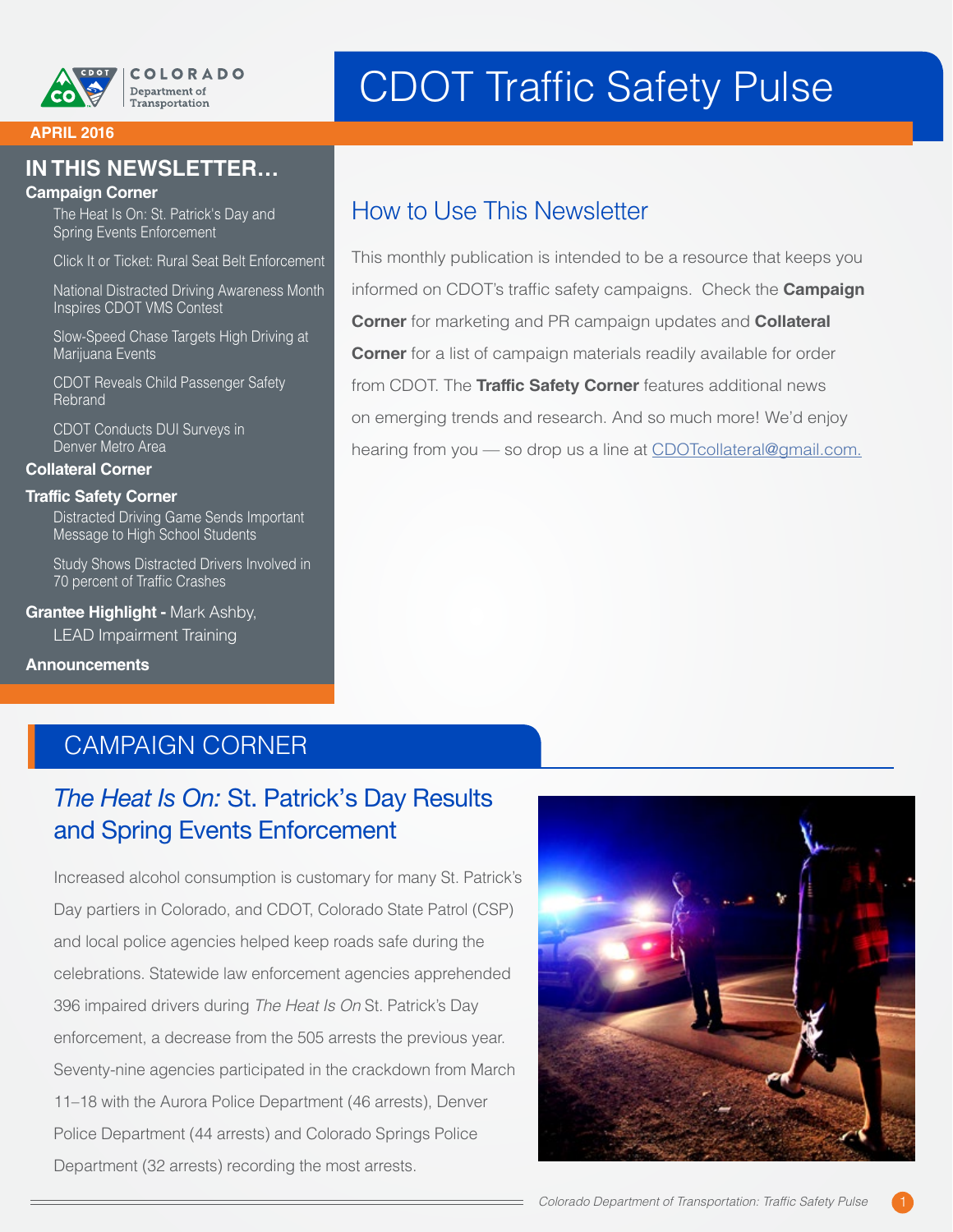Colorado Department of Transportation

# CDOT Traffic Safety Pulse

**APRIL 2016**

## IN THIS NEWSLETTER…

**Campaign Corner**

- The Heat Is On: St. Patrick's Day and Spring Events Enforcement
- Click It or Ticket: Rural Seat Belt Enforcement
- National Distracted Driving Awareness Month Inspires CDOT VMS Contest
- Slow-Speed Chase Targets High Driving at Marijuana Events
- CDOT Reveals Child Passenger Safety Rebrand
- CDOT Conducts DUI Surveys in Denver Metro Area

**Collateral Corner**

**Traffic Safety Corner**

- Distracted Driving Game Sends Important Message to High School Students
- Study Shows Distracted Drivers Involved in 70 percent of Traffic Crashes

**Grantee Highlight -** Mark Ashby, LEAD Impairment Training

**Announcements**

## How to Use This Newsletter

This monthly publication is intended to be a resource that keeps you informed on CDOT's traffic safety campaigns. Check the **Campaign Corner** for marketing and PR campaign updates and **Collateral Corner** for a list of campaign materials readily available for order from CDOT. The **Traffic Safety Corner** features additional news on emerging trends and research. And so much more! We'd enjoy hearing from you — so drop us a line at CDOTcollateral@gmail.com.

## CAMPAIGN CORNER

### *The Heat Is On:* St. Patrick's Day Results and Spring Events Enforcement

Increased alcohol consumption is customary for many St. Patrick's Day partiers in Colorado, and CDOT, Colorado State Patrol (CSP) and local police agencies helped keep roads safe during the celebrations. Statewide law enforcement agencies apprehended 396 impaired drivers during *The Heat Is On* St. Patrick's Day enforcement, a decrease from the 505 arrests the previous year. Seventy-nine agencies participated in the crackdown from March 11–18 with the Aurora Police Department (46 arrests), Denver Police Department (44 arrests) and Colorado Springs Police Department (32 arrests) recording the most arrests.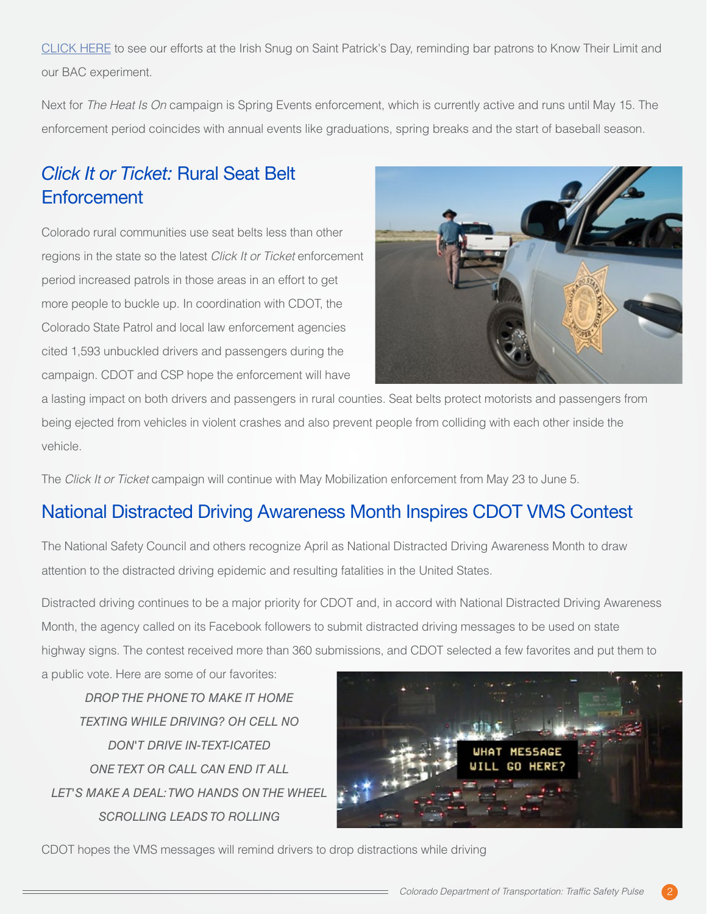CLICK HERE to see our efforts at the Irish Snug on Saint Patrick's Day, reminding bar patrons to Know Their Limit and our BAC experiment.

Next for *The Heat Is On* campaign is Spring Events enforcement, which is currently active and runs until May 15. The enforcement period coincides with annual events like graduations, spring breaks and the start of baseball season.

## *Click It or Ticket:* Rural Seat Belt Enforcement

Colorado rural communities use seat belts less than other regions in the state so the latest *Click It or Ticket* enforcement period increased patrols in those areas in an effort to get more people to buckle up. In coordination with CDOT, the Colorado State Patrol and local law enforcement agencies cited 1,593 unbuckled drivers and passengers during the campaign. CDOT and CSP hope the enforcement will have a lasting impact on both drivers and passengers in rural counties. Seat belts protect motorists and passengers from being ejected from vehicles in violent crashes and also prevent people from colliding with each other inside the vehicle.

The *Click It or Ticket* campaign will continue with May Mobilization enforcement from May 23 to June 5.

## National Distracted Driving Awareness Month Inspires CDOT VMS Contest

The National Safety Council and others recognize April as National Distracted Driving Awareness Month to draw attention to the distracted driving epidemic and resulting fatalities in the United States.

Distracted driving continues to be a major priority for CDOT and, in accord with National Distracted Driving Awareness Month, the agency called on its Facebook followers to submit distracted driving messages to be used on state highway signs. The contest received more than 360 submissions, and CDOT selected a few favorites and put them to a public vote. Here are some of our favorites:

*DROP THE PHONE TO MAKE IT HOME*

*TEXTING WHILE DRIVING? OH CELL NO*

*DON'T DRIVE IN-TEXT-ICATED*

*ONE TEXT OR CALL CAN END IT ALL*

*LET'S MAKE A DEAL: TWO HANDS ON THE WHEEL*

*SCROLLING LEADS TO ROLLING*

CDOT hopes the VMS messages will remind drivers to drop distractions while driving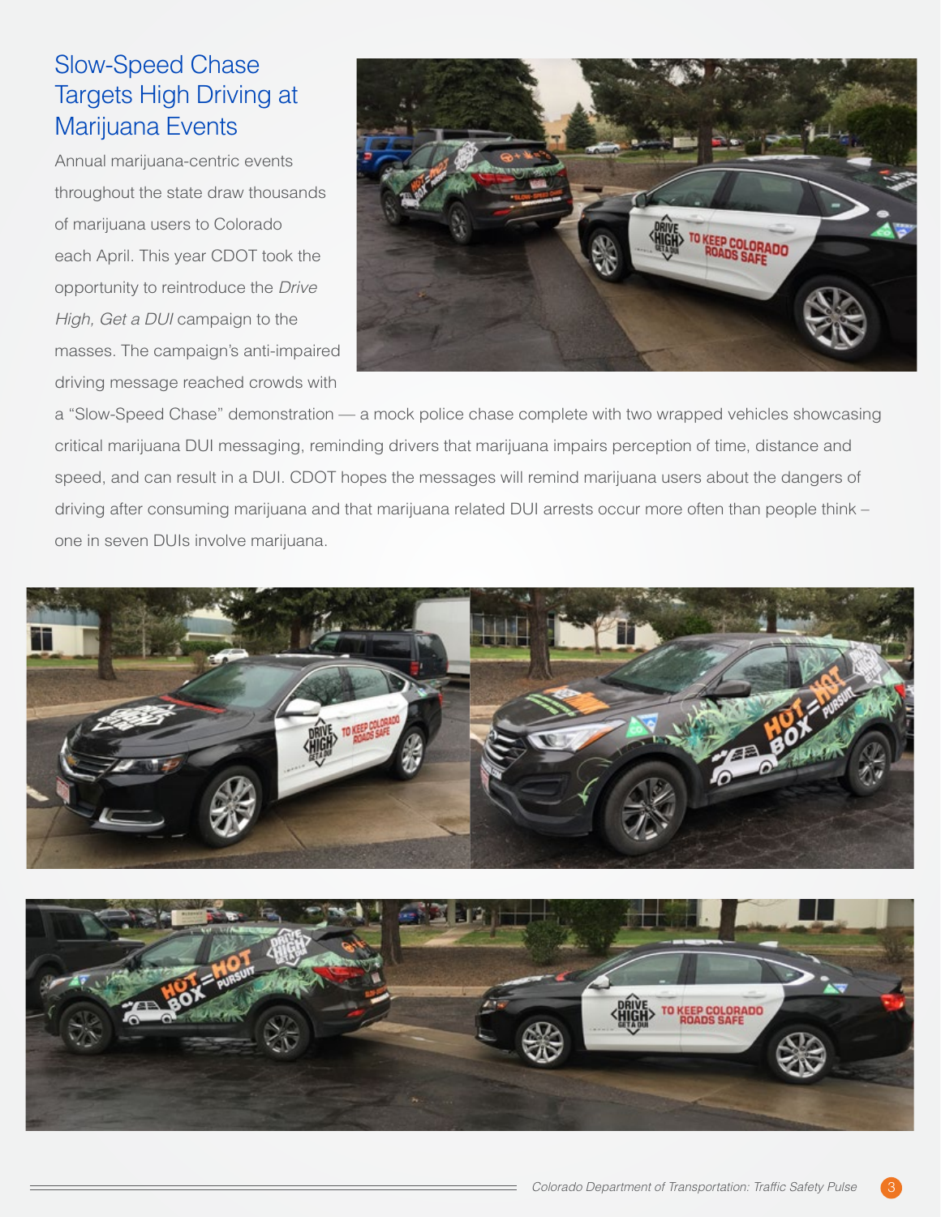## Slow-Speed Chase Targets High Driving at Marijuana Events

Annual marijuana-centric events throughout the state draw thousands of marijuana users to Colorado each April. This year CDOT took the opportunity to reintroduce the *Drive High, Get a DUI* campaign to the masses. The campaign's anti-impaired driving message reached crowds with a "Slow-Speed Chase" demonstration — a mock police chase complete with two wrapped vehicles showcasing critical marijuana DUI messaging, reminding drivers that marijuana impairs perception of time, distance and speed, and can result in a DUI. CDOT hopes the messages will remind marijuana users about the dangers of driving after consuming marijuana and that marijuana related DUI arrests occur more often than people think – one in seven DUIs involve marijuana.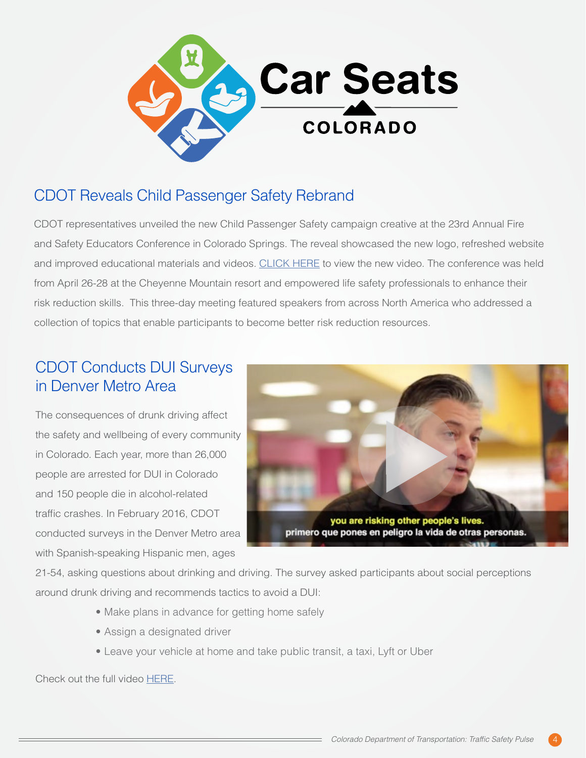## CDOT Reveals Child Passenger Safety Rebrand

CDOT representatives unveiled the new Child Passenger Safety campaign creative at the 23rd Annual Fire and Safety Educators Conference in Colorado Springs. The reveal showcased the new logo, refreshed website and improved educational materials and videos. CLICK HERE to view the new video. The conference was held from April 26-28 at the Cheyenne Mountain resort and empowered life safety professionals to enhance their risk reduction skills. This three-day meeting featured speakers from across North America who addressed a collection of topics that enable participants to become better risk reduction resources.

## CDOT Conducts DUI Surveys in Denver Metro Area

The consequences of drunk driving affect the safety and wellbeing of every community in Colorado. Each year, more than 26,000 people are arrested for DUI in Colorado and 150 people die in alcohol-related traffic crashes. In February 2016, CDOT conducted surveys in the Denver Metro area with Spanish-speaking Hispanic men, ages 21-54, asking questions about drinking and driving. The survey asked participants about social perceptions around drunk driving and recommends tactics to avoid a DUI:

- Make plans in advance for getting home safely
- Assign a designated driver
- Leave your vehicle at home and take public transit, a taxi, Lyft or Uber

Check out the full video HERE.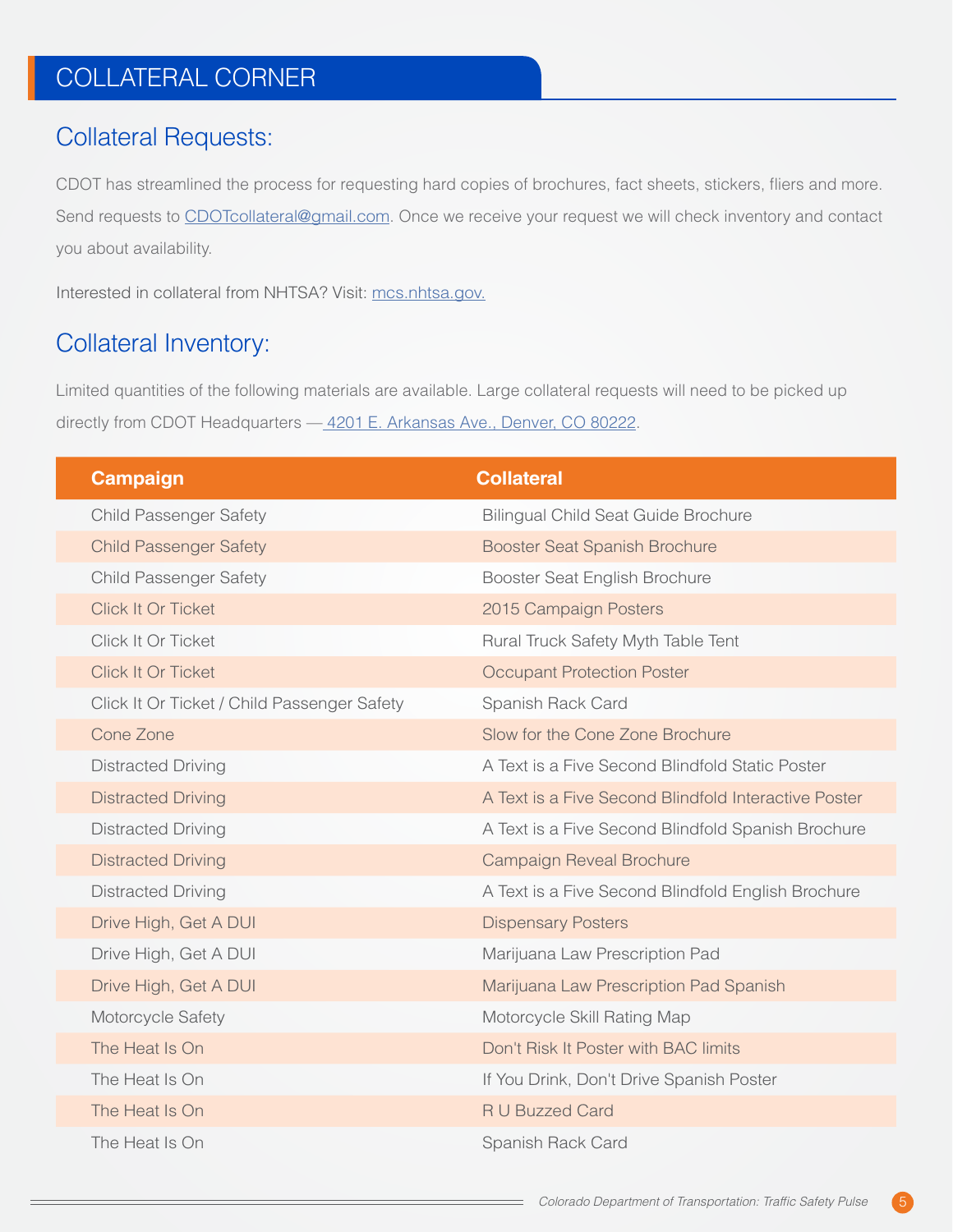# COLLATERAL CORNER

## Collateral Requests:

CDOT has streamlined the process for requesting hard copies of brochures, fact sheets, stickers, fliers and more. Send requests to CDOTcollateral@gmail.com. Once we receive your request we will check inventory and contact you about availability.

Interested in collateral from NHTSA? Visit: mcs.nhtsa.gov.

## Collateral Inventory:

Limited quantities of the following materials are available. Large collateral requests will need to be picked up directly from CDOT Headquarters — 4201 E. Arkansas Ave., Denver, CO 80222.

| Campaign | Collateral |
|---|---|
| Child Passenger Safety | Bilingual Child Seat Guide Brochure |
| Child Passenger Safety | Booster Seat Spanish Brochure |
| Child Passenger Safety | Booster Seat English Brochure |
| Click It Or Ticket | 2015 Campaign Posters |
| Click It Or Ticket | Rural Truck Safety Myth Table Tent |
| Click It Or Ticket | Occupant Protection Poster |
| Click It Or Ticket / Child Passenger Safety | Spanish Rack Card |
| Cone Zone | Slow for the Cone Zone Brochure |
| Distracted Driving | A Text is a Five Second Blindfold Static Poster |
| Distracted Driving | A Text is a Five Second Blindfold Interactive Poster |
| Distracted Driving | A Text is a Five Second Blindfold Spanish Brochure |
| Distracted Driving | Campaign Reveal Brochure |
| Distracted Driving | A Text is a Five Second Blindfold English Brochure |
| Drive High, Get A DUI | Dispensary Posters |
| Drive High, Get A DUI | Marijuana Law Prescription Pad |
| Drive High, Get A DUI | Marijuana Law Prescription Pad Spanish |
| Motorcycle Safety | Motorcycle Skill Rating Map |
| The Heat Is On | Don't Risk It Poster with BAC limits |
| The Heat Is On | If You Drink, Don't Drive Spanish Poster |
| The Heat Is On | R U Buzzed Card |
| The Heat Is On | Spanish Rack Card |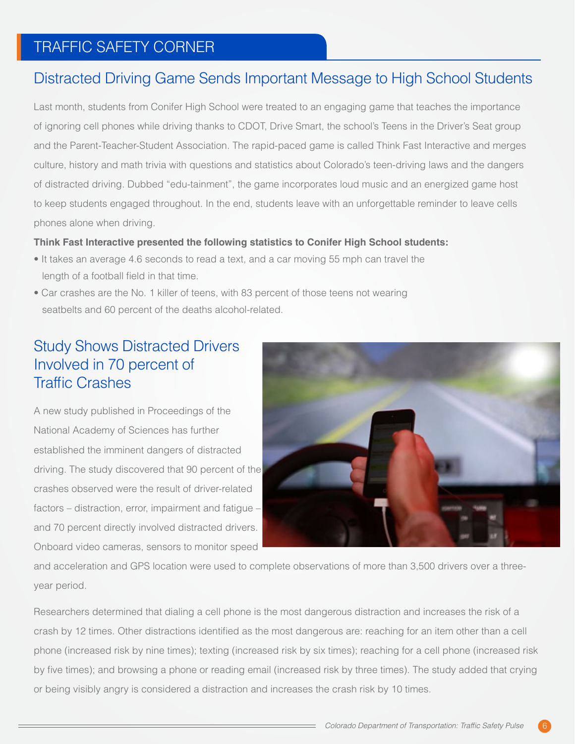# TRAFFIC SAFETY CORNER

## Distracted Driving Game Sends Important Message to High School Students

Last month, students from Conifer High School were treated to an engaging game that teaches the importance of ignoring cell phones while driving thanks to CDOT, Drive Smart, the school's Teens in the Driver's Seat group and the Parent-Teacher-Student Association. The rapid-paced game is called Think Fast Interactive and merges culture, history and math trivia with questions and statistics about Colorado's teen-driving laws and the dangers of distracted driving. Dubbed "edu-tainment", the game incorporates loud music and an energized game host to keep students engaged throughout. In the end, students leave with an unforgettable reminder to leave cells phones alone when driving.

**Think Fast Interactive presented the following statistics to Conifer High School students:**

- It takes an average 4.6 seconds to read a text, and a car moving 55 mph can travel the length of a football field in that time.
- Car crashes are the No. 1 killer of teens, with 83 percent of those teens not wearing seatbelts and 60 percent of the deaths alcohol-related.

## Study Shows Distracted Drivers Involved in 70 percent of Traffic Crashes

A new study published in Proceedings of the National Academy of Sciences has further established the imminent dangers of distracted driving. The study discovered that 90 percent of the crashes observed were the result of driver-related factors – distraction, error, impairment and fatigue – and 70 percent directly involved distracted drivers. Onboard video cameras, sensors to monitor speed and acceleration and GPS location were used to complete observations of more than 3,500 drivers over a three-year period.

Researchers determined that dialing a cell phone is the most dangerous distraction and increases the risk of a crash by 12 times. Other distractions identified as the most dangerous are: reaching for an item other than a cell phone (increased risk by nine times); texting (increased risk by six times); reaching for a cell phone (increased risk by five times); and browsing a phone or reading email (increased risk by three times). The study added that crying or being visibly angry is considered a distraction and increases the crash risk by 10 times.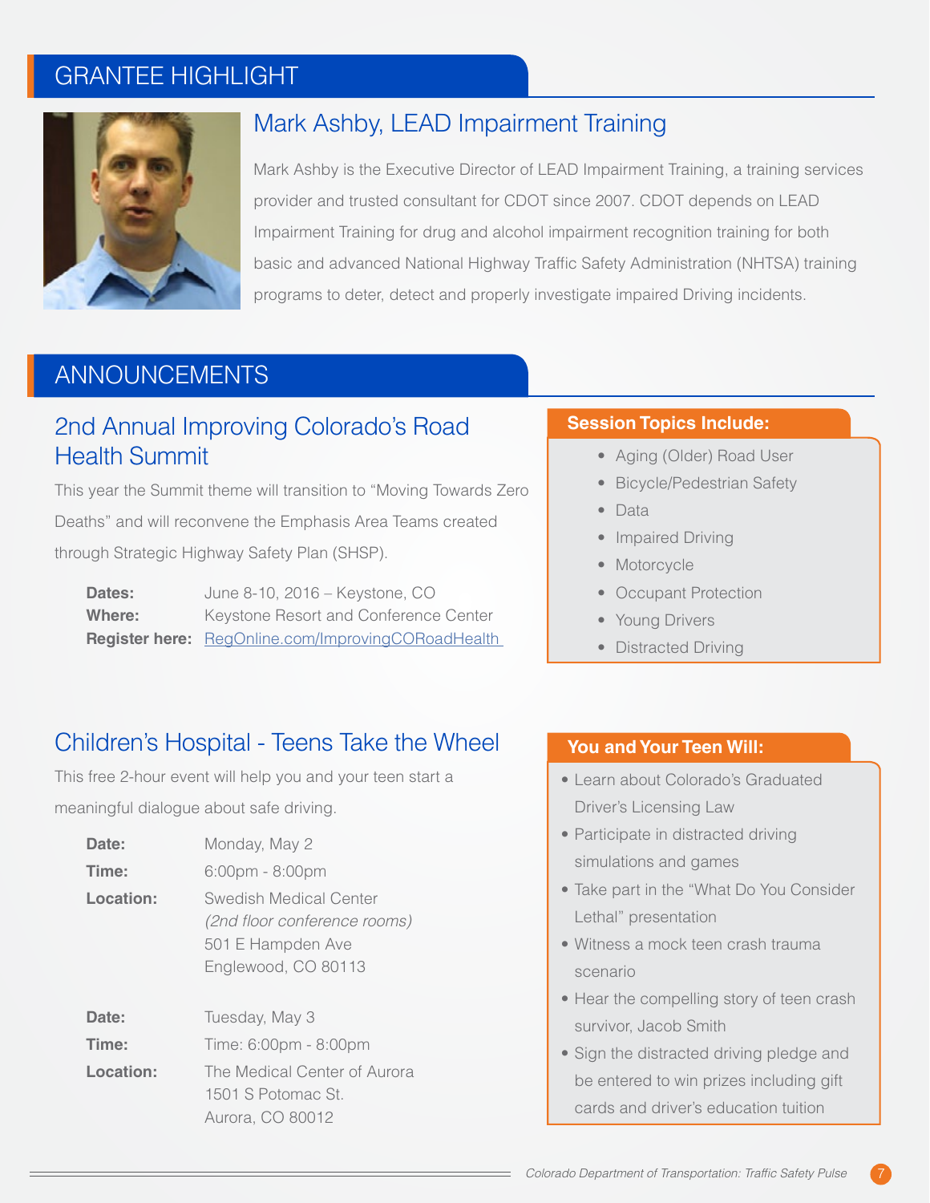## GRANTEE HIGHLIGHT

### Mark Ashby, LEAD Impairment Training

Mark Ashby is the Executive Director of LEAD Impairment Training, a training services provider and trusted consultant for CDOT since 2007. CDOT depends on LEAD Impairment Training for drug and alcohol impairment recognition training for both basic and advanced National Highway Traffic Safety Administration (NHTSA) training programs to deter, detect and properly investigate impaired Driving incidents.

## ANNOUNCEMENTS

### 2nd Annual Improving Colorado's Road Health Summit

This year the Summit theme will transition to "Moving Towards Zero Deaths" and will reconvene the Emphasis Area Teams created through Strategic Highway Safety Plan (SHSP).

**Dates:** June 8-10, 2016 – Keystone, CO
**Where:** Keystone Resort and Conference Center
**Register here:** [RegOnline.com/ImprovingCORoadHealth](RegOnline.com/ImprovingCORoadHealth)

**Session Topics Include:**

- Aging (Older) Road User
- Bicycle/Pedestrian Safety
- Data
- Impaired Driving
- Motorcycle
- Occupant Protection
- Young Drivers
- Distracted Driving

### Children's Hospital - Teens Take the Wheel

This free 2-hour event will help you and your teen start a meaningful dialogue about safe driving.

**Date:** Monday, May 2
**Time:** 6:00pm - 8:00pm
**Location:** Swedish Medical Center
*(2nd floor conference rooms)*
501 E Hampden Ave
Englewood, CO 80113

**Date:** Tuesday, May 3
**Time:** Time: 6:00pm - 8:00pm
**Location:** The Medical Center of Aurora
1501 S Potomac St.
Aurora, CO 80012

**You and Your Teen Will:**

- Learn about Colorado's Graduated Driver's Licensing Law
- Participate in distracted driving simulations and games
- Take part in the "What Do You Consider Lethal" presentation
- Witness a mock teen crash trauma scenario
- Hear the compelling story of teen crash survivor, Jacob Smith
- Sign the distracted driving pledge and be entered to win prizes including gift cards and driver's education tuition